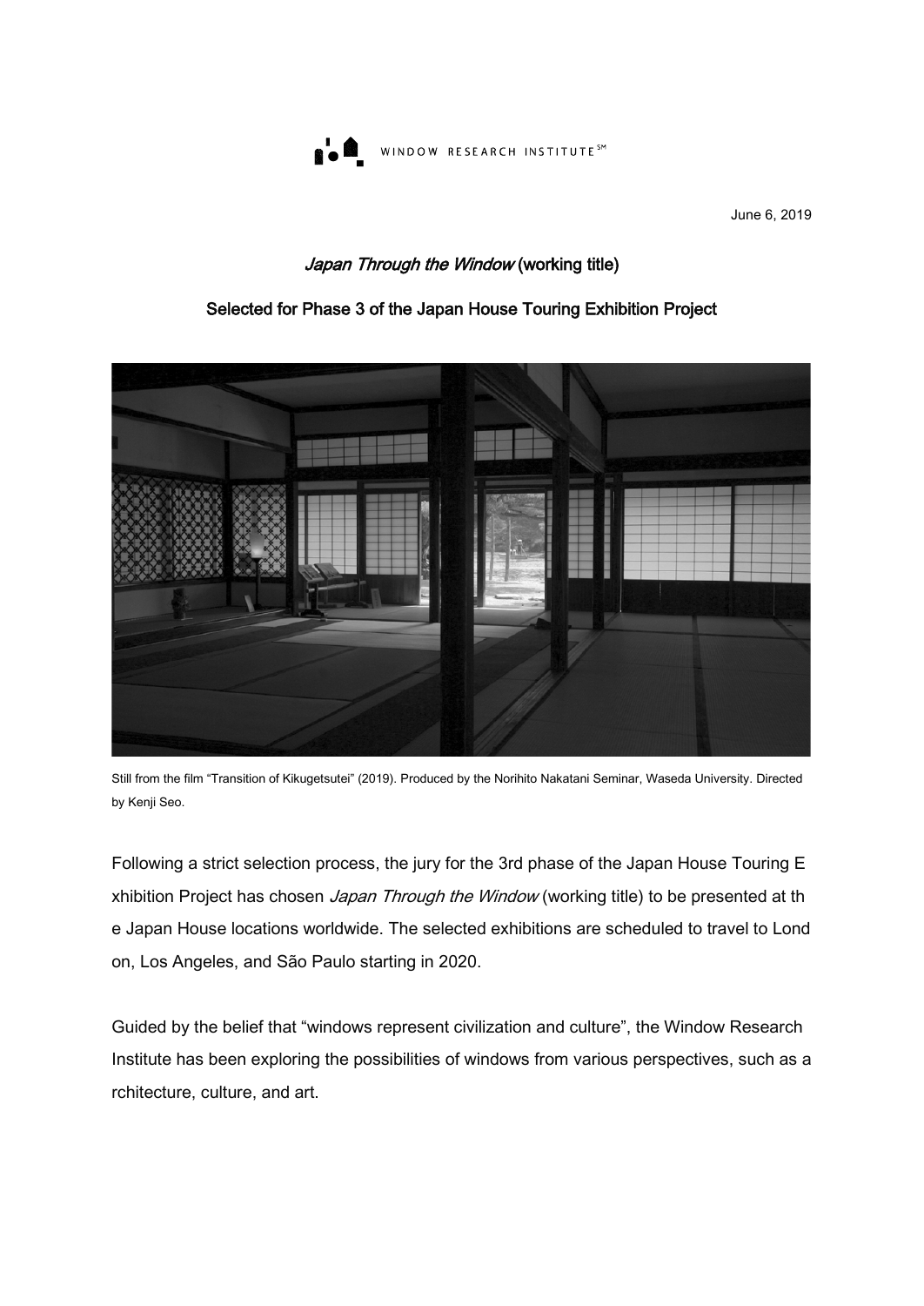WINDOW RESEARCH INSTITUTE℠

June 6, 2019

# *Japan Through the Window* (working title)

## Selected for Phase 3 of the Japan House Touring Exhibition Project

Still from the film "Transition of Kikugetsutei" (2019). Produced by the Norihito Nakatani Seminar, Waseda University. Directed by Kenji Seo.

Following a strict selection process, the jury for the 3rd phase of the Japan House Touring Exhibition Project has chosen *Japan Through the Window* (working title) to be presented at the Japan House locations worldwide. The selected exhibitions are scheduled to travel to London, Los Angeles, and São Paulo starting in 2020.

Guided by the belief that "windows represent civilization and culture", the Window Research Institute has been exploring the possibilities of windows from various perspectives, such as architecture, culture, and art.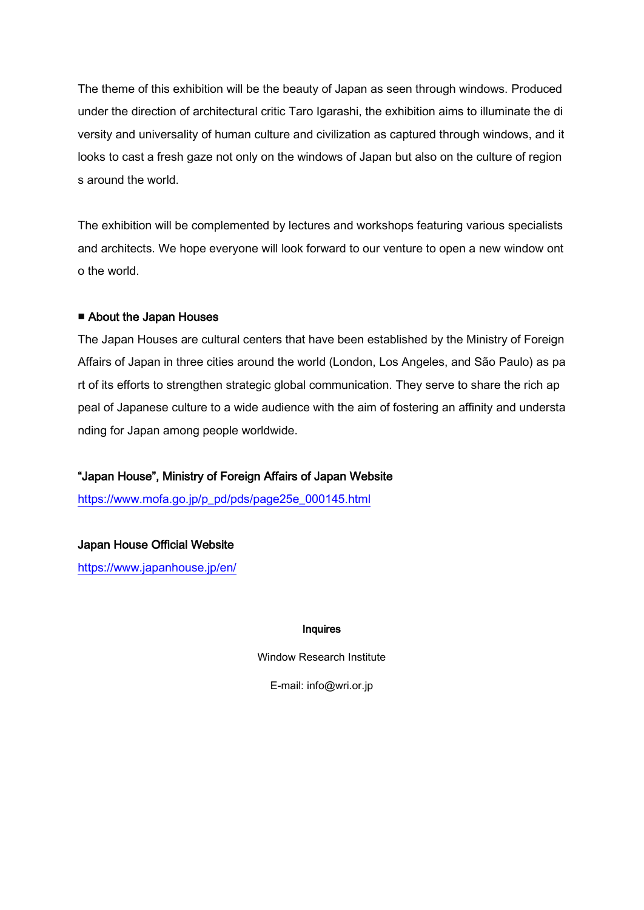The theme of this exhibition will be the beauty of Japan as seen through windows. Produced under the direction of architectural critic Taro Igarashi, the exhibition aims to illuminate the diversity and universality of human culture and civilization as captured through windows, and it looks to cast a fresh gaze not only on the windows of Japan but also on the culture of regions around the world.

The exhibition will be complemented by lectures and workshops featuring various specialists and architects. We hope everyone will look forward to our venture to open a new window onto the world.

■ About the Japan Houses

The Japan Houses are cultural centers that have been established by the Ministry of Foreign Affairs of Japan in three cities around the world (London, Los Angeles, and São Paulo) as part of its efforts to strengthen strategic global communication. They serve to share the rich appeal of Japanese culture to a wide audience with the aim of fostering an affinity and understanding for Japan among people worldwide.

**“Japan House”, Ministry of Foreign Affairs of Japan Website**
https://www.mofa.go.jp/p_pd/pds/page25e_000145.html

**Japan House Official Website**
https://www.japanhouse.jp/en/

**Inquires**

Window Research Institute

E-mail: info@wri.or.jp